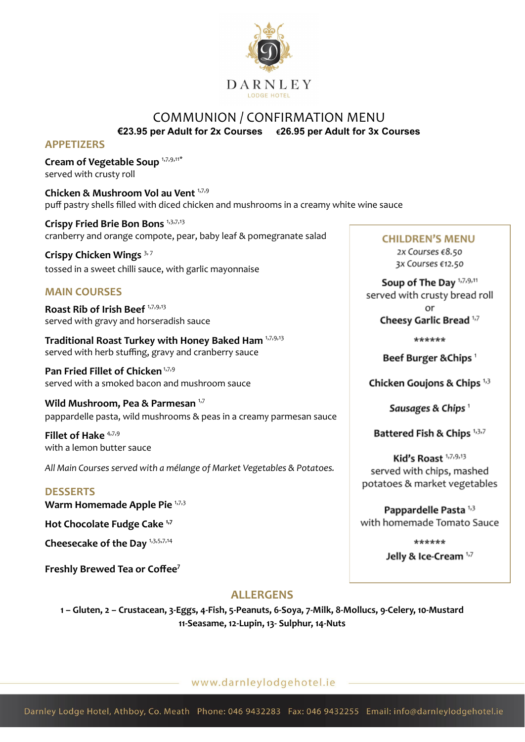DARNLEY
LODGE HOTEL

# COMMUNION / CONFIRMATION MENU

**€23.95 per Adult for 2x Courses     €26.95 per Adult for 3x Courses**

## APPETIZERS

**Cream of Vegetable Soup** [1,7,9,11*]
served with crusty roll

**Chicken & Mushroom Vol au Vent** [1,7,9]
puff pastry shells filled with diced chicken and mushrooms in a creamy white wine sauce

**Crispy Fried Brie Bon Bons** [1,3,7,13]
cranberry and orange compote, pear, baby leaf & pomegranate salad

**Crispy Chicken Wings** [3, 7]
tossed in a sweet chilli sauce, with garlic mayonnaise

## MAIN COURSES

**Roast Rib of Irish Beef** [1,7,9,13]
served with gravy and horseradish sauce

**Traditional Roast Turkey with Honey Baked Ham** [1,7,9,13]
served with herb stuffing, gravy and cranberry sauce

**Pan Fried Fillet of Chicken** [1,7,9]
served with a smoked bacon and mushroom sauce

**Wild Mushroom, Pea & Parmesan** [1,7]
pappardelle pasta, wild mushrooms & peas in a creamy parmesan sauce

**Fillet of Hake** [4,7,9]
with a lemon butter sauce

*All Main Courses served with a mélange of Market Vegetables & Potatoes.*

## DESSERTS

**Warm Homemade Apple Pie** [1,7,3]

**Hot Chocolate Fudge Cake** [1,7]

**Cheesecake of the Day** [1,3,5,7,14]

**Freshly Brewed Tea or Coffee**[7]

## CHILDREN'S MENU

*2x Courses €8.50*
*3x Courses €12.50*

**Soup of The Day** [1,7,9,11]
served with crusty bread roll
or
**Cheesy Garlic Bread** [1,7]

******

**Beef Burger &Chips** [1]

**Chicken Goujons & Chips** [1,3]

***Sausages & Chips*** [1]

**Battered Fish & Chips** [1,3,7]

**Kid's Roast** [1,7,9,13]
served with chips, mashed potatoes & market vegetables

**Pappardelle Pasta** [1,3]
with homemade Tomato Sauce

******

**Jelly & Ice-Cream** [1,7]

## ALLERGENS

**1 – Gluten, 2 – Crustacean, 3-Eggs, 4-Fish, 5-Peanuts, 6-Soya, 7-Milk, 8-Mollucs, 9-Celery, 10-Mustard 11-Seasame, 12-Lupin, 13- Sulphur, 14-Nuts**

www.darnleylodgehotel.ie

Darnley Lodge Hotel, Athboy, Co. Meath  Phone: 046 9432283  Fax: 046 9432255  Email: info@darnleylodgehotel.ie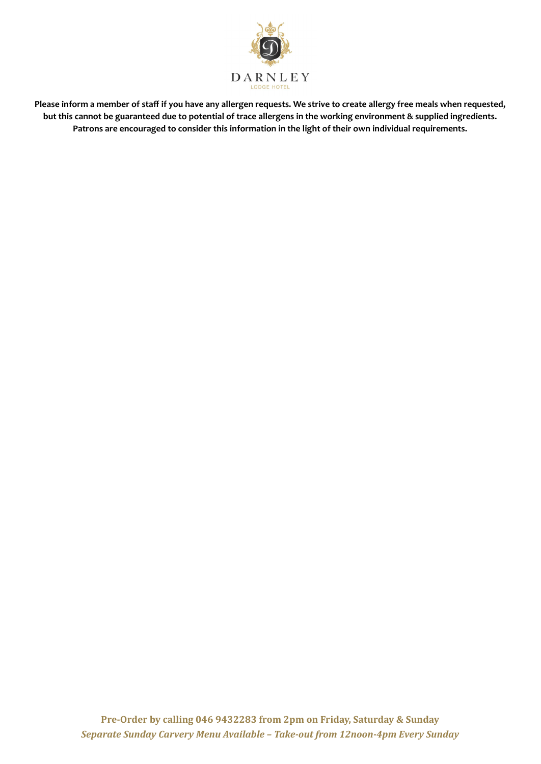DARNLEY

LODGE HOTEL

**Please inform a member of staff if you have any allergen requests. We strive to create allergy free meals when requested, but this cannot be guaranteed due to potential of trace allergens in the working environment & supplied ingredients. Patrons are encouraged to consider this information in the light of their own individual requirements.**

**Pre-Order by calling 046 9432283 from 2pm on Friday, Saturday & Sunday**

***Separate Sunday Carvery Menu Available – Take-out from 12noon-4pm Every Sunday***